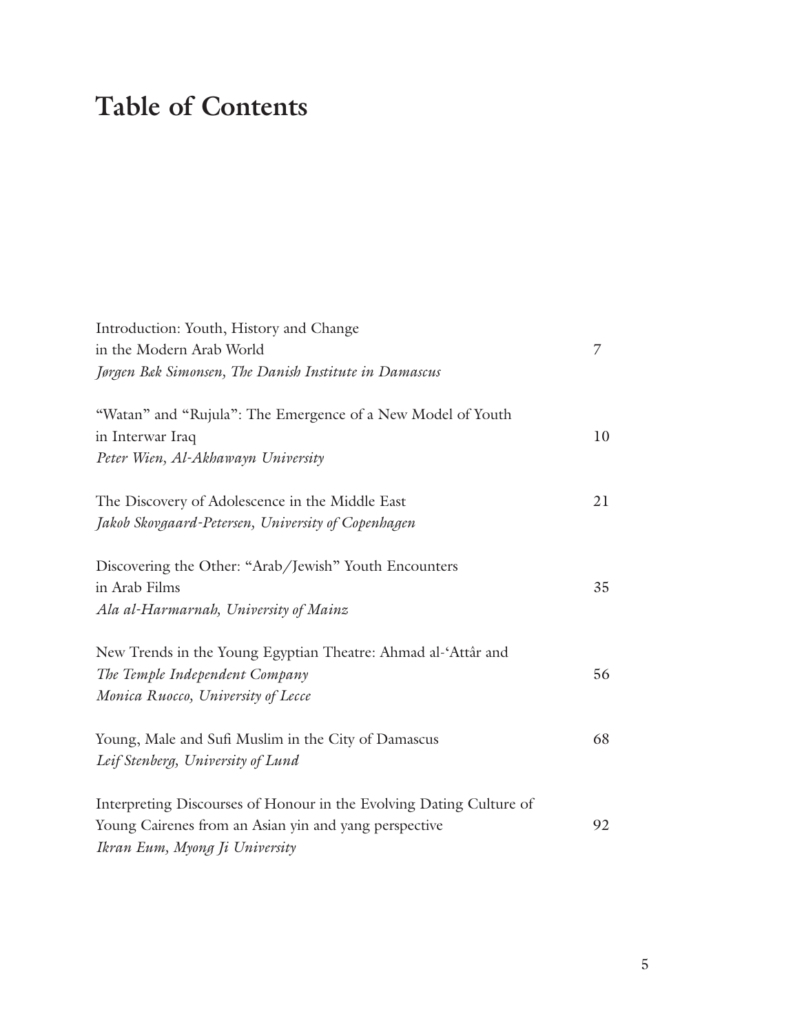# Table of Contents

Introduction: Youth, History and Change
in the Modern Arab World — 7
*Jørgen Bæk Simonsen, The Danish Institute in Damascus*

"Watan" and "Rujula": The Emergence of a New Model of Youth
in Interwar Iraq — 10
*Peter Wien, Al-Akhawayn University*

The Discovery of Adolescence in the Middle East — 21
*Jakob Skovgaard-Petersen, University of Copenhagen*

Discovering the Other: "Arab/Jewish" Youth Encounters
in Arab Films — 35
*Ala al-Harmarnah, University of Mainz*

New Trends in the Young Egyptian Theatre: Ahmad al-'Attâr and
*The Temple Independent Company* — 56
*Monica Ruocco, University of Lecce*

Young, Male and Sufi Muslim in the City of Damascus — 68
*Leif Stenberg, University of Lund*

Interpreting Discourses of Honour in the Evolving Dating Culture of
Young Cairenes from an Asian yin and yang perspective — 92
*Ikran Eum, Myong Ji University*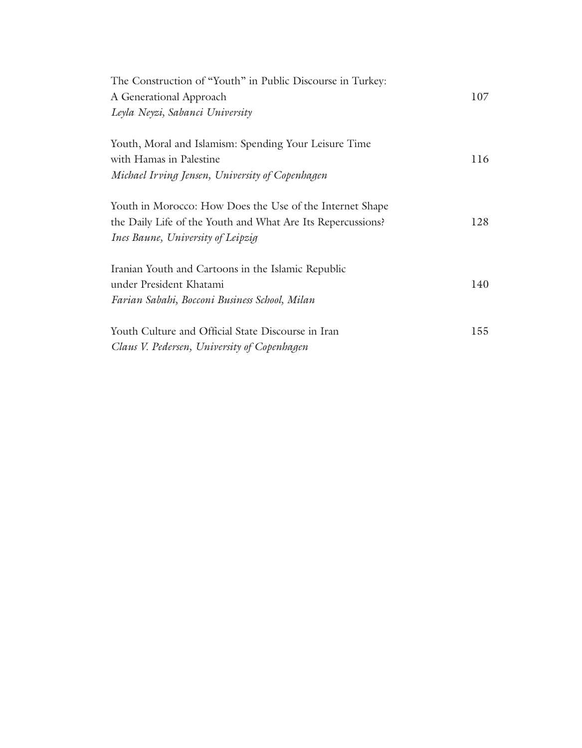The Construction of "Youth" in Public Discourse in Turkey: A Generational Approach 107
*Leyla Neyzi, Sabanci University*

Youth, Moral and Islamism: Spending Your Leisure Time with Hamas in Palestine 116
*Michael Irving Jensen, University of Copenhagen*

Youth in Morocco: How Does the Use of the Internet Shape the Daily Life of the Youth and What Are Its Repercussions? 128
*Ines Baune, University of Leipzig*

Iranian Youth and Cartoons in the Islamic Republic under President Khatami 140
*Farian Sabahi, Bocconi Business School, Milan*

Youth Culture and Official State Discourse in Iran 155
*Claus V. Pedersen, University of Copenhagen*